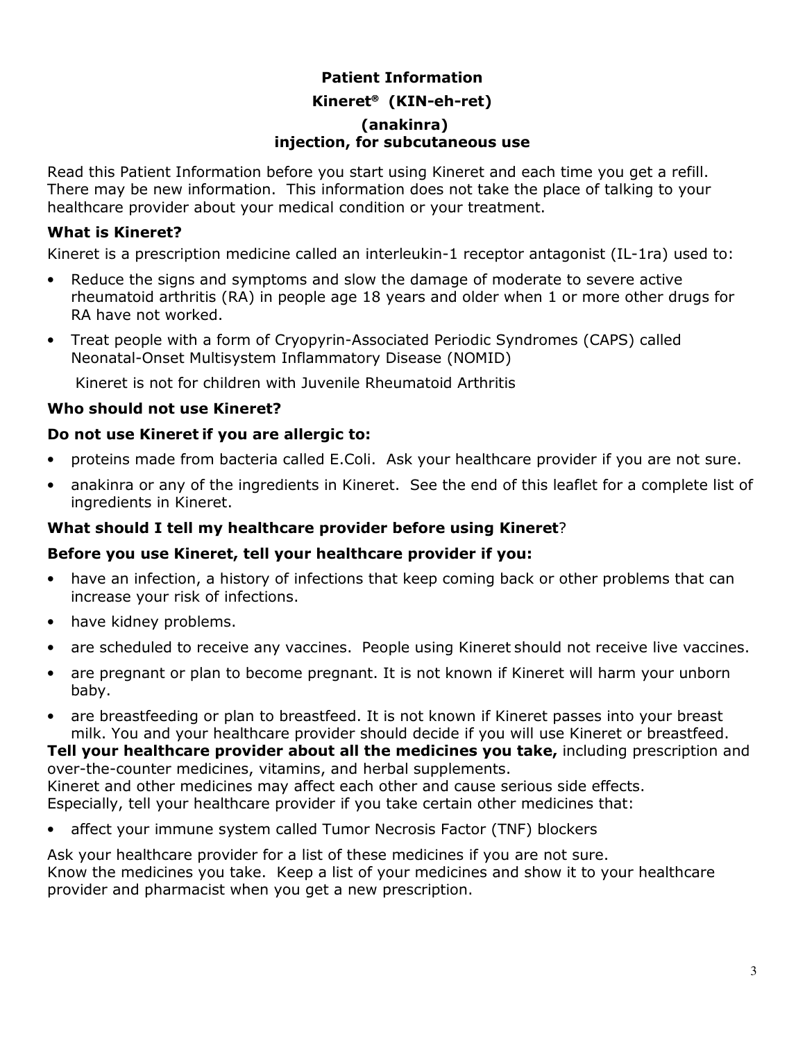# Patient Information

## Kineret® (KIN-eh-ret)

## (anakinra)
## injection, for subcutaneous use

Read this Patient Information before you start using Kineret and each time you get a refill. There may be new information. This information does not take the place of talking to your healthcare provider about your medical condition or your treatment.

### What is Kineret?

Kineret is a prescription medicine called an interleukin-1 receptor antagonist (IL-1ra) used to:

- Reduce the signs and symptoms and slow the damage of moderate to severe active rheumatoid arthritis (RA) in people age 18 years and older when 1 or more other drugs for RA have not worked.
- Treat people with a form of Cryopyrin-Associated Periodic Syndromes (CAPS) called Neonatal-Onset Multisystem Inflammatory Disease (NOMID)

Kineret is not for children with Juvenile Rheumatoid Arthritis

### Who should not use Kineret?

**Do not use Kineret if you are allergic to:**

- proteins made from bacteria called E.Coli. Ask your healthcare provider if you are not sure.
- anakinra or any of the ingredients in Kineret. See the end of this leaflet for a complete list of ingredients in Kineret.

### What should I tell my healthcare provider before using Kineret?

**Before you use Kineret, tell your healthcare provider if you:**

- have an infection, a history of infections that keep coming back or other problems that can increase your risk of infections.
- have kidney problems.
- are scheduled to receive any vaccines. People using Kineret should not receive live vaccines.
- are pregnant or plan to become pregnant. It is not known if Kineret will harm your unborn baby.
- are breastfeeding or plan to breastfeed. It is not known if Kineret passes into your breast milk. You and your healthcare provider should decide if you will use Kineret or breastfeed.

**Tell your healthcare provider about all the medicines you take,** including prescription and over-the-counter medicines, vitamins, and herbal supplements.
Kineret and other medicines may affect each other and cause serious side effects.
Especially, tell your healthcare provider if you take certain other medicines that:

- affect your immune system called Tumor Necrosis Factor (TNF) blockers

Ask your healthcare provider for a list of these medicines if you are not sure.
Know the medicines you take. Keep a list of your medicines and show it to your healthcare provider and pharmacist when you get a new prescription.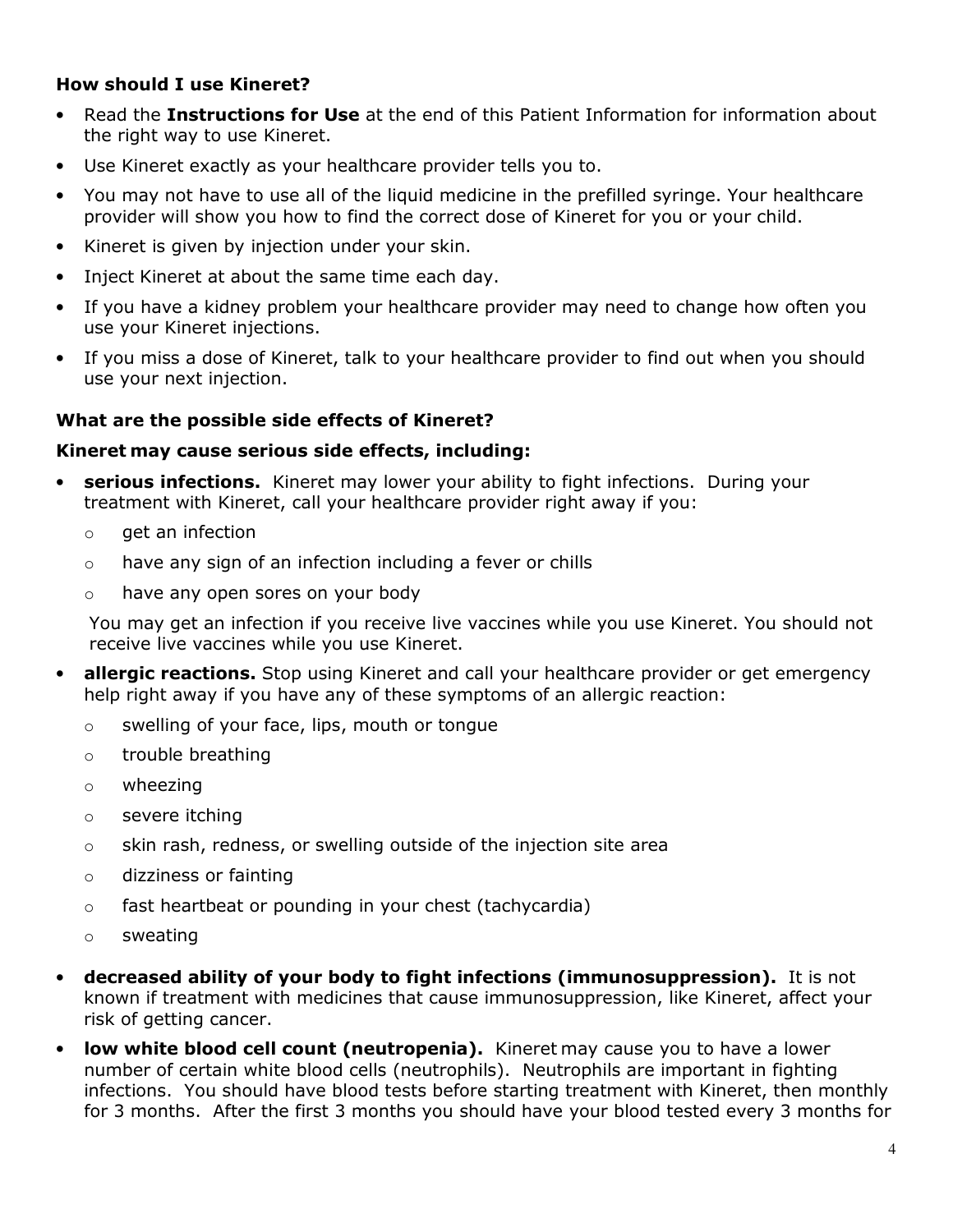### How should I use Kineret?

- Read the **Instructions for Use** at the end of this Patient Information for information about the right way to use Kineret.
- Use Kineret exactly as your healthcare provider tells you to.
- You may not have to use all of the liquid medicine in the prefilled syringe. Your healthcare provider will show you how to find the correct dose of Kineret for you or your child.
- Kineret is given by injection under your skin.
- Inject Kineret at about the same time each day.
- If you have a kidney problem your healthcare provider may need to change how often you use your Kineret injections.
- If you miss a dose of Kineret, talk to your healthcare provider to find out when you should use your next injection.

### What are the possible side effects of Kineret?

**Kineret may cause serious side effects, including:**

- **serious infections.** Kineret may lower your ability to fight infections. During your treatment with Kineret, call your healthcare provider right away if you:
  - get an infection
  - have any sign of an infection including a fever or chills
  - have any open sores on your body

  You may get an infection if you receive live vaccines while you use Kineret. You should not receive live vaccines while you use Kineret.
- **allergic reactions.** Stop using Kineret and call your healthcare provider or get emergency help right away if you have any of these symptoms of an allergic reaction:
  - swelling of your face, lips, mouth or tongue
  - trouble breathing
  - wheezing
  - severe itching
  - skin rash, redness, or swelling outside of the injection site area
  - dizziness or fainting
  - fast heartbeat or pounding in your chest (tachycardia)
  - sweating
- **decreased ability of your body to fight infections (immunosuppression).** It is not known if treatment with medicines that cause immunosuppression, like Kineret, affect your risk of getting cancer.
- **low white blood cell count (neutropenia).** Kineret may cause you to have a lower number of certain white blood cells (neutrophils). Neutrophils are important in fighting infections. You should have blood tests before starting treatment with Kineret, then monthly for 3 months. After the first 3 months you should have your blood tested every 3 months for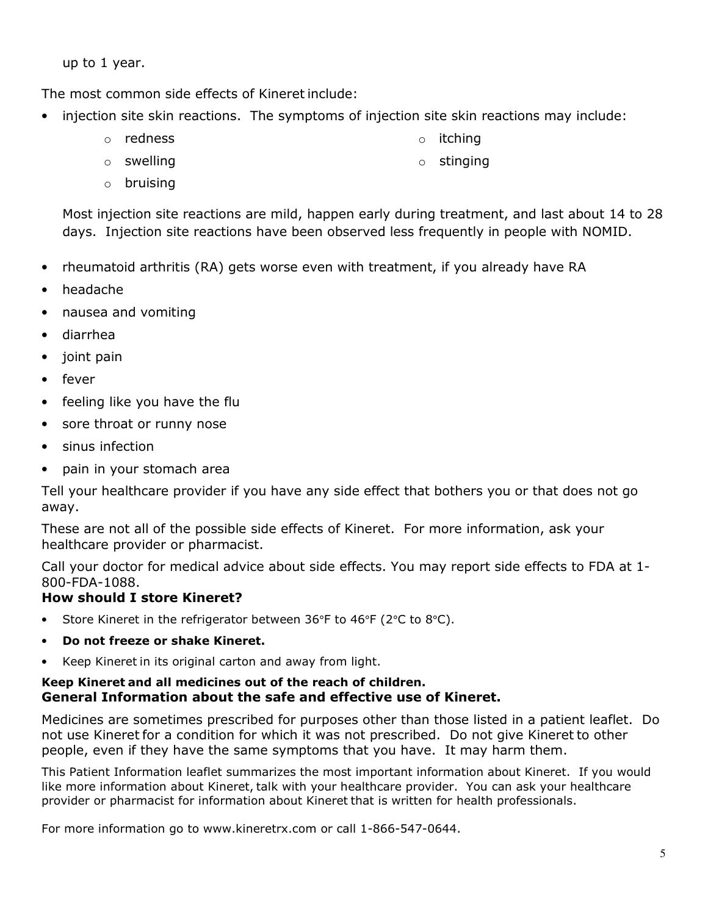up to 1 year.

The most common side effects of Kineret include:

- injection site skin reactions. The symptoms of injection site skin reactions may include:
    - redness
    - swelling
    - bruising
    - itching
    - stinging

    Most injection site reactions are mild, happen early during treatment, and last about 14 to 28 days. Injection site reactions have been observed less frequently in people with NOMID.

- rheumatoid arthritis (RA) gets worse even with treatment, if you already have RA
- headache
- nausea and vomiting
- diarrhea
- joint pain
- fever
- feeling like you have the flu
- sore throat or runny nose
- sinus infection
- pain in your stomach area

Tell your healthcare provider if you have any side effect that bothers you or that does not go away.

These are not all of the possible side effects of Kineret. For more information, ask your healthcare provider or pharmacist.

Call your doctor for medical advice about side effects. You may report side effects to FDA at 1-800-FDA-1088.

**How should I store Kineret?**

- Store Kineret in the refrigerator between 36°F to 46°F (2°C to 8°C).
- **Do not freeze or shake Kineret.**
- Keep Kineret in its original carton and away from light.

**Keep Kineret and all medicines out of the reach of children.**

**General Information about the safe and effective use of Kineret.**

Medicines are sometimes prescribed for purposes other than those listed in a patient leaflet. Do not use Kineret for a condition for which it was not prescribed. Do not give Kineret to other people, even if they have the same symptoms that you have. It may harm them.

This Patient Information leaflet summarizes the most important information about Kineret. If you would like more information about Kineret, talk with your healthcare provider. You can ask your healthcare provider or pharmacist for information about Kineret that is written for health professionals.

For more information go to www.kineretrx.com or call 1-866-547-0644.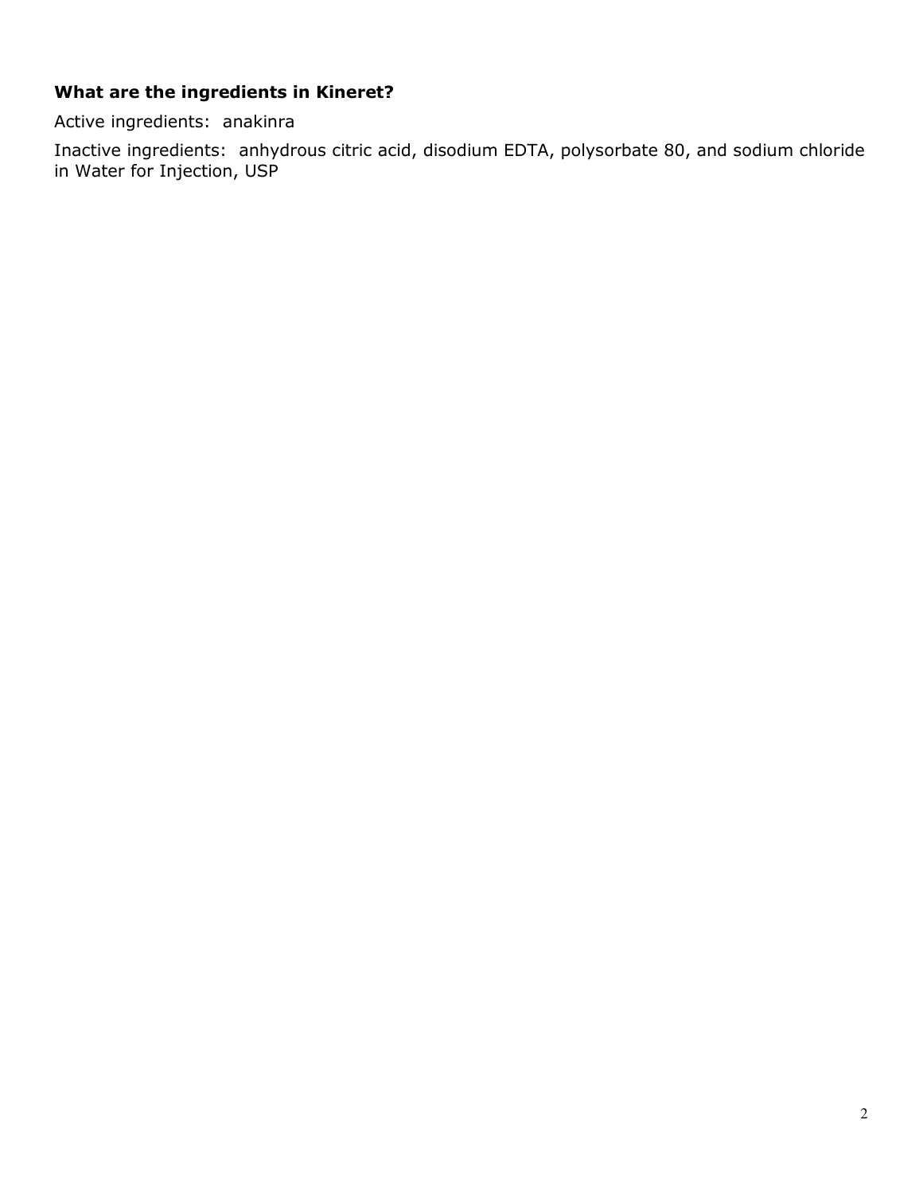**What are the ingredients in Kineret?**

Active ingredients: anakinra

Inactive ingredients: anhydrous citric acid, disodium EDTA, polysorbate 80, and sodium chloride in Water for Injection, USP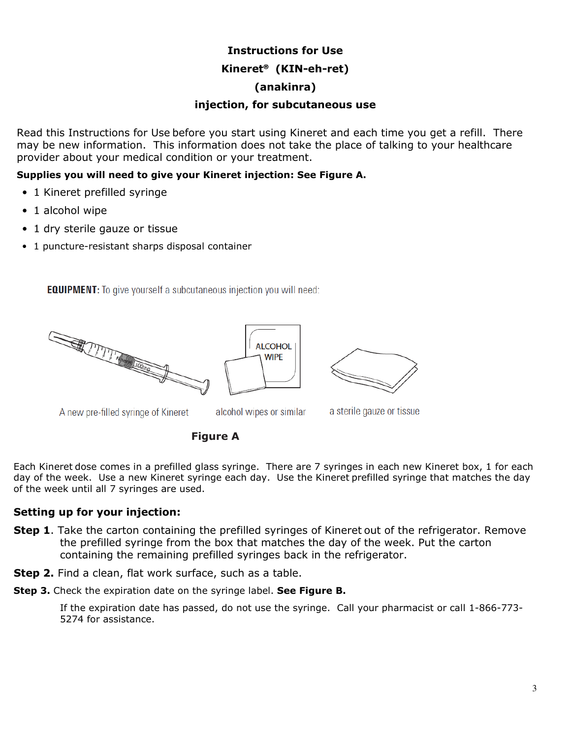# Instructions for Use

## Kineret® (KIN-eh-ret)

## (anakinra)

## injection, for subcutaneous use

Read this Instructions for Use before you start using Kineret and each time you get a refill. There may be new information. This information does not take the place of talking to your healthcare provider about your medical condition or your treatment.

**Supplies you will need to give your Kineret injection: See Figure A.**

- 1 Kineret prefilled syringe
- 1 alcohol wipe
- 1 dry sterile gauze or tissue
- 1 puncture-resistant sharps disposal container

**EQUIPMENT:** To give yourself a subcutaneous injection you will need:

A new pre-filled syringe of Kineret

alcohol wipes or similar

a sterile gauze or tissue

**Figure A**

Each Kineret dose comes in a prefilled glass syringe. There are 7 syringes in each new Kineret box, 1 for each day of the week. Use a new Kineret syringe each day. Use the Kineret prefilled syringe that matches the day of the week until all 7 syringes are used.

### Setting up for your injection:

**Step 1**. Take the carton containing the prefilled syringes of Kineret out of the refrigerator. Remove the prefilled syringe from the box that matches the day of the week. Put the carton containing the remaining prefilled syringes back in the refrigerator.

**Step 2.** Find a clean, flat work surface, such as a table.

**Step 3.** Check the expiration date on the syringe label. **See Figure B.**

If the expiration date has passed, do not use the syringe. Call your pharmacist or call 1-866-773-5274 for assistance.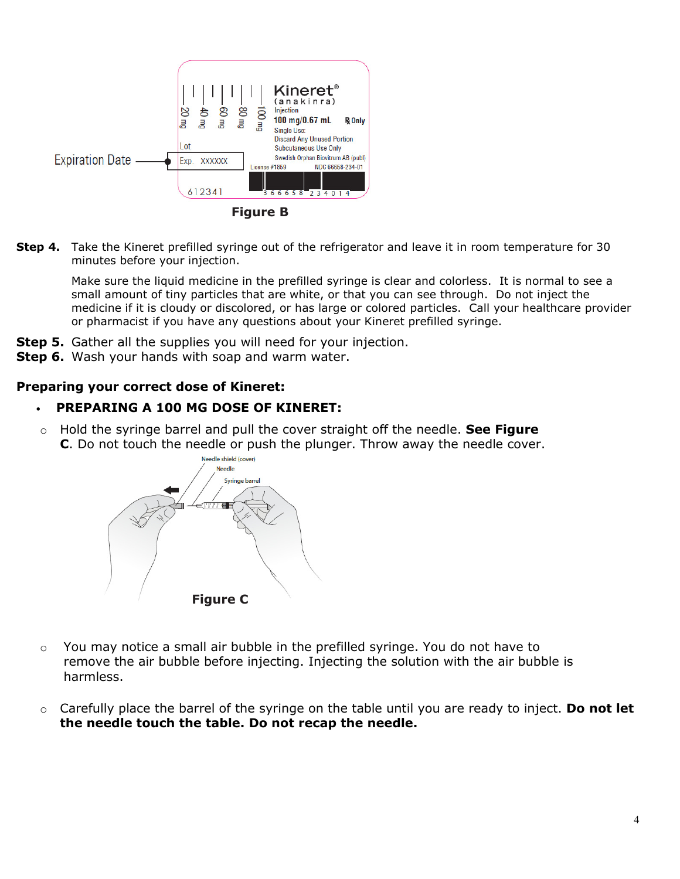Figure B

**Step 4.** Take the Kineret prefilled syringe out of the refrigerator and leave it in room temperature for 30 minutes before your injection.

Make sure the liquid medicine in the prefilled syringe is clear and colorless. It is normal to see a small amount of tiny particles that are white, or that you can see through. Do not inject the medicine if it is cloudy or discolored, or has large or colored particles. Call your healthcare provider or pharmacist if you have any questions about your Kineret prefilled syringe.

**Step 5.** Gather all the supplies you will need for your injection.

**Step 6.** Wash your hands with soap and warm water.

**Preparing your correct dose of Kineret:**

- **PREPARING A 100 MG DOSE OF KINERET:**
  - Hold the syringe barrel and pull the cover straight off the needle. **See Figure C**. Do not touch the needle or push the plunger. Throw away the needle cover.

Figure C

  - You may notice a small air bubble in the prefilled syringe. You do not have to remove the air bubble before injecting. Injecting the solution with the air bubble is harmless.
  - Carefully place the barrel of the syringe on the table until you are ready to inject. **Do not let the needle touch the table. Do not recap the needle.**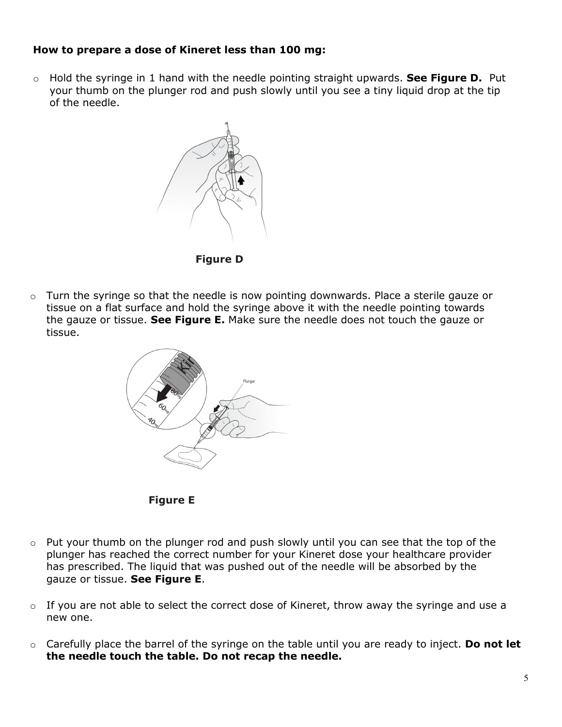**How to prepare a dose of Kineret less than 100 mg:**

- Hold the syringe in 1 hand with the needle pointing straight upwards. **See Figure D.** Put your thumb on the plunger rod and push slowly until you see a tiny liquid drop at the tip of the needle.

**Figure D**

- Turn the syringe so that the needle is now pointing downwards. Place a sterile gauze or tissue on a flat surface and hold the syringe above it with the needle pointing towards the gauze or tissue. **See Figure E.** Make sure the needle does not touch the gauze or tissue.

**Figure E**

- Put your thumb on the plunger rod and push slowly until you can see that the top of the plunger has reached the correct number for your Kineret dose your healthcare provider has prescribed. The liquid that was pushed out of the needle will be absorbed by the gauze or tissue. **See Figure E**.

- If you are not able to select the correct dose of Kineret, throw away the syringe and use a new one.

- Carefully place the barrel of the syringe on the table until you are ready to inject. **Do not let the needle touch the table. Do not recap the needle.**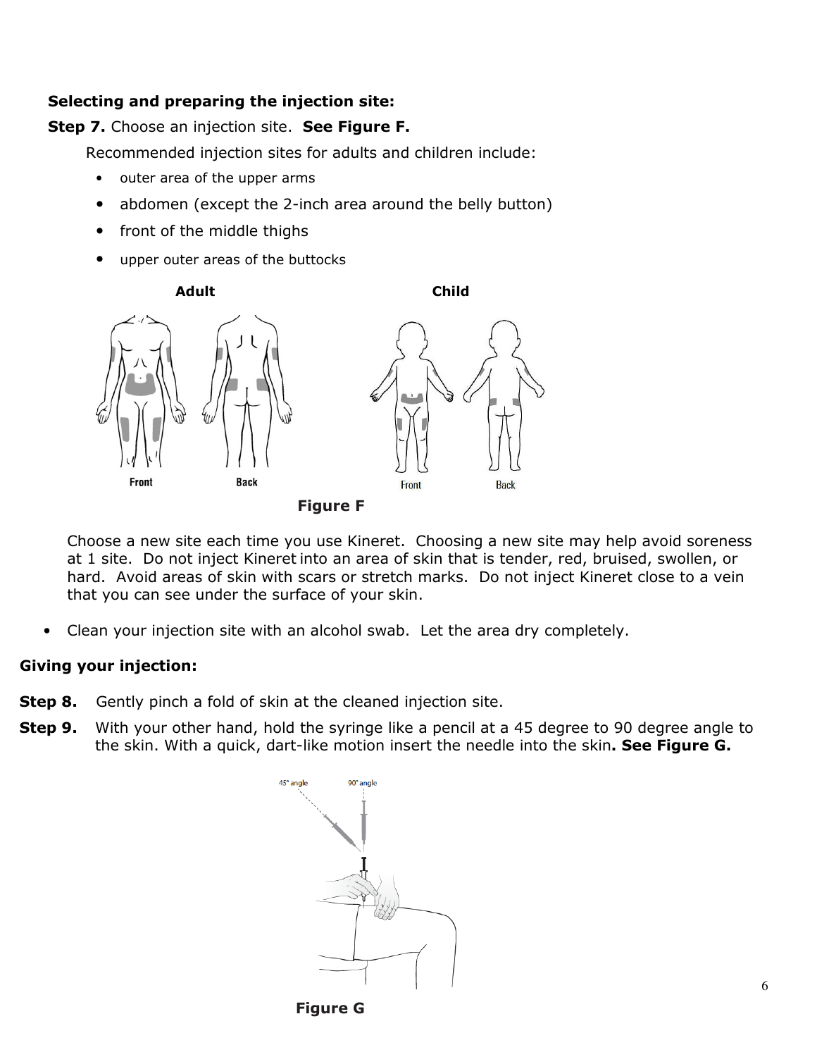**Selecting and preparing the injection site:**

**Step 7.** Choose an injection site. **See Figure F.**

Recommended injection sites for adults and children include:

- outer area of the upper arms
- abdomen (except the 2-inch area around the belly button)
- front of the middle thighs
- upper outer areas of the buttocks

**Figure F**

Choose a new site each time you use Kineret. Choosing a new site may help avoid soreness at 1 site. Do not inject Kineret into an area of skin that is tender, red, bruised, swollen, or hard. Avoid areas of skin with scars or stretch marks. Do not inject Kineret close to a vein that you can see under the surface of your skin.

- Clean your injection site with an alcohol swab. Let the area dry completely.

**Giving your injection:**

**Step 8.** Gently pinch a fold of skin at the cleaned injection site.

**Step 9.** With your other hand, hold the syringe like a pencil at a 45 degree to 90 degree angle to the skin. With a quick, dart-like motion insert the needle into the skin**. See Figure G.**

**Figure G**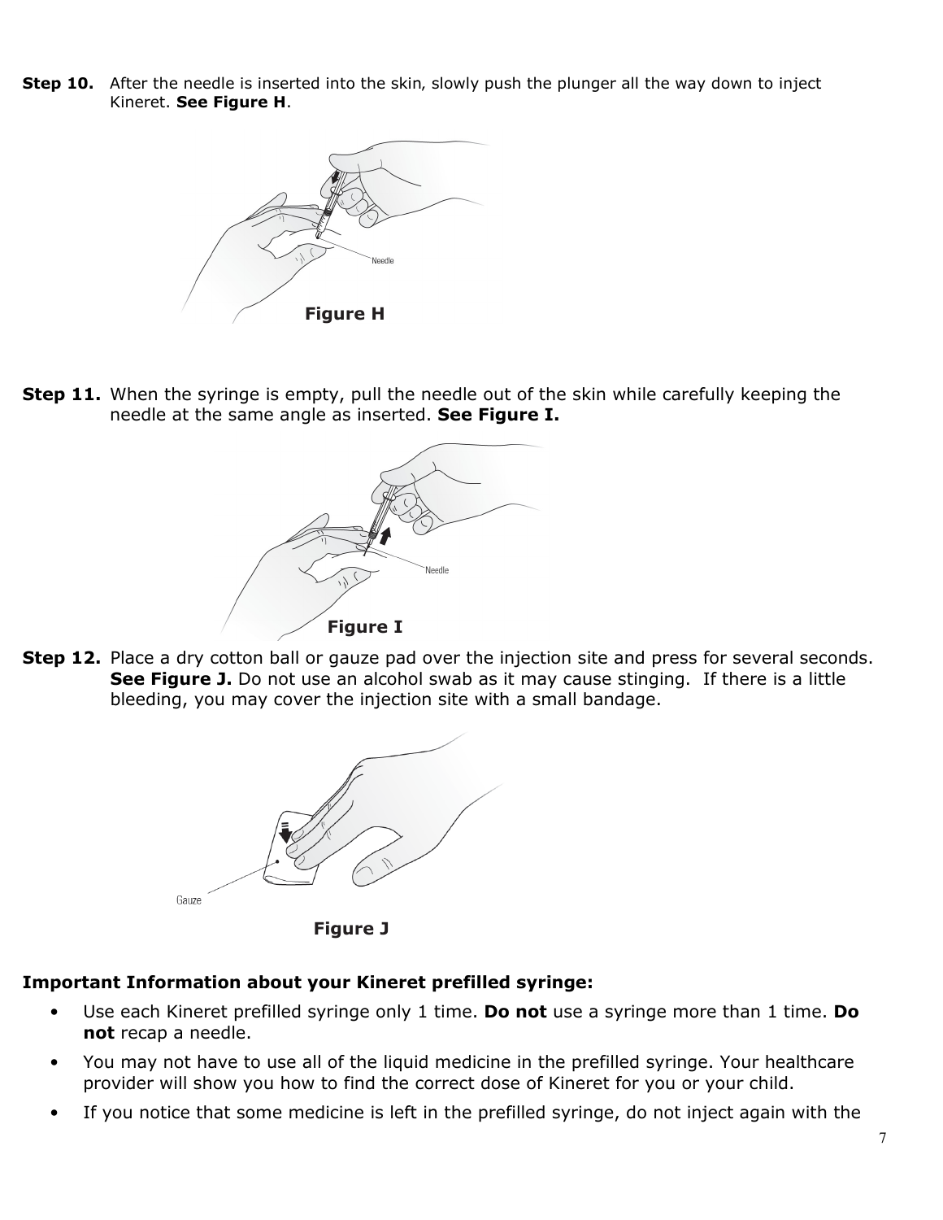**Step 10.** After the needle is inserted into the skin, slowly push the plunger all the way down to inject Kineret. **See Figure H**.

Needle

**Figure H**

**Step 11.** When the syringe is empty, pull the needle out of the skin while carefully keeping the needle at the same angle as inserted. **See Figure I.**

Needle

**Figure I**

**Step 12.** Place a dry cotton ball or gauze pad over the injection site and press for several seconds. **See Figure J.** Do not use an alcohol swab as it may cause stinging. If there is a little bleeding, you may cover the injection site with a small bandage.

Gauze

**Figure J**

**Important Information about your Kineret prefilled syringe:**

- Use each Kineret prefilled syringe only 1 time. **Do not** use a syringe more than 1 time. **Do not** recap a needle.
- You may not have to use all of the liquid medicine in the prefilled syringe. Your healthcare provider will show you how to find the correct dose of Kineret for you or your child.
- If you notice that some medicine is left in the prefilled syringe, do not inject again with the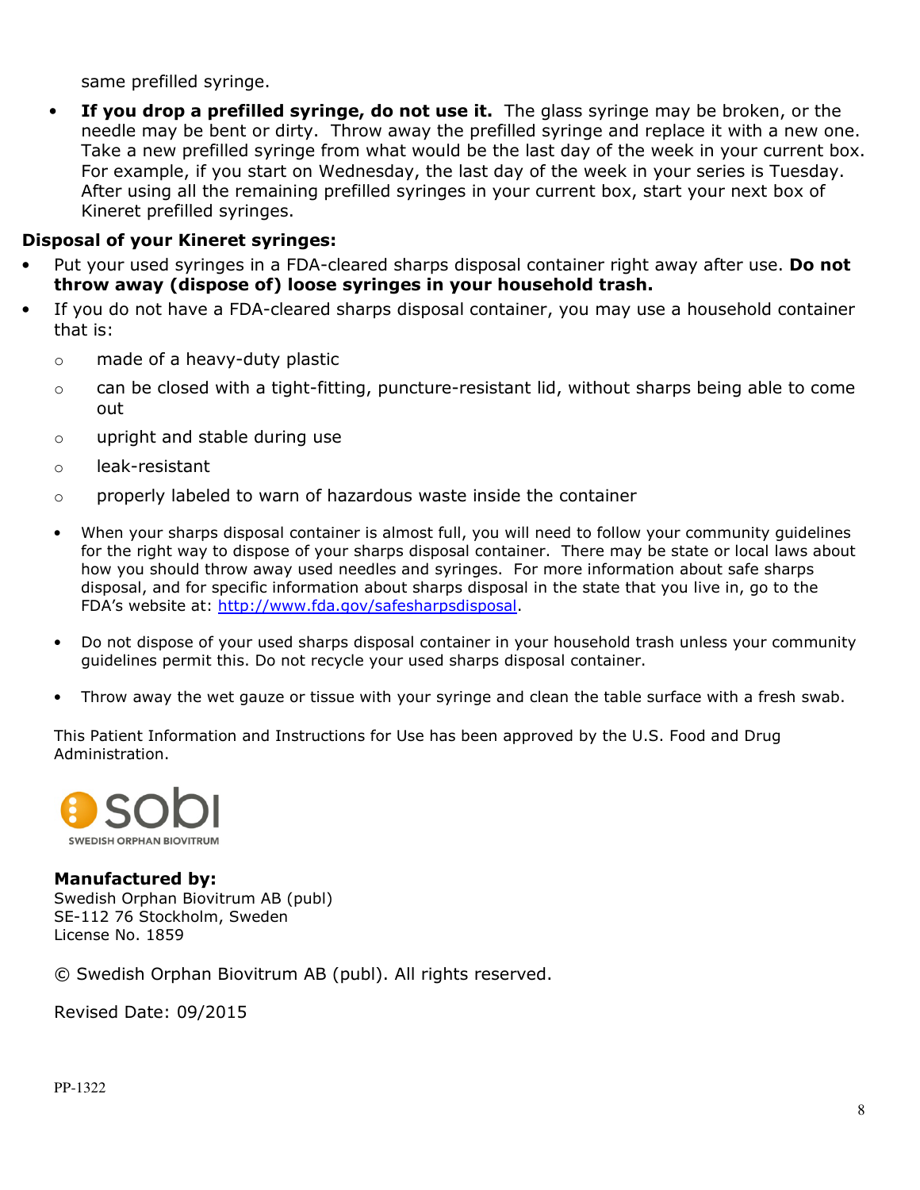same prefilled syringe.

- **If you drop a prefilled syringe, do not use it.** The glass syringe may be broken, or the needle may be bent or dirty. Throw away the prefilled syringe and replace it with a new one. Take a new prefilled syringe from what would be the last day of the week in your current box. For example, if you start on Wednesday, the last day of the week in your series is Tuesday. After using all the remaining prefilled syringes in your current box, start your next box of Kineret prefilled syringes.

**Disposal of your Kineret syringes:**

- Put your used syringes in a FDA-cleared sharps disposal container right away after use. **Do not throw away (dispose of) loose syringes in your household trash.**
- If you do not have a FDA-cleared sharps disposal container, you may use a household container that is:
  - made of a heavy-duty plastic
  - can be closed with a tight-fitting, puncture-resistant lid, without sharps being able to come out
  - upright and stable during use
  - leak-resistant
  - properly labeled to warn of hazardous waste inside the container
- When your sharps disposal container is almost full, you will need to follow your community guidelines for the right way to dispose of your sharps disposal container. There may be state or local laws about how you should throw away used needles and syringes. For more information about safe sharps disposal, and for specific information about sharps disposal in the state that you live in, go to the FDA's website at: http://www.fda.gov/safesharpsdisposal.
- Do not dispose of your used sharps disposal container in your household trash unless your community guidelines permit this. Do not recycle your used sharps disposal container.
- Throw away the wet gauze or tissue with your syringe and clean the table surface with a fresh swab.

This Patient Information and Instructions for Use has been approved by the U.S. Food and Drug Administration.

sobi
SWEDISH ORPHAN BIOVITRUM

**Manufactured by:**
Swedish Orphan Biovitrum AB (publ)
SE-112 76 Stockholm, Sweden
License No. 1859

© Swedish Orphan Biovitrum AB (publ). All rights reserved.

Revised Date: 09/2015

PP-1322